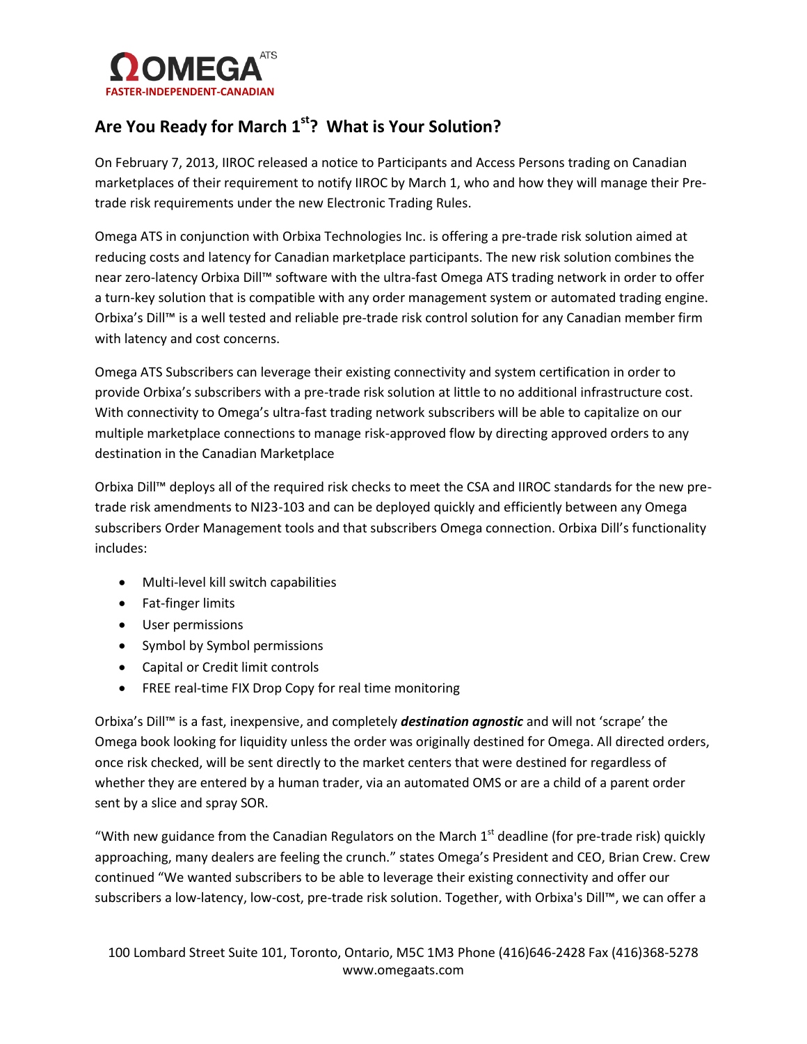**OMEGA** ATS

FASTER-INDEPENDENT-CANADIAN

## Are You Ready for March 1st? What is Your Solution?

On February 7, 2013, IIROC released a notice to Participants and Access Persons trading on Canadian marketplaces of their requirement to notify IIROC by March 1, who and how they will manage their Pre-trade risk requirements under the new Electronic Trading Rules.

Omega ATS in conjunction with Orbixa Technologies Inc. is offering a pre-trade risk solution aimed at reducing costs and latency for Canadian marketplace participants. The new risk solution combines the near zero-latency Orbixa Dill™ software with the ultra-fast Omega ATS trading network in order to offer a turn-key solution that is compatible with any order management system or automated trading engine. Orbixa's Dill™ is a well tested and reliable pre-trade risk control solution for any Canadian member firm with latency and cost concerns.

Omega ATS Subscribers can leverage their existing connectivity and system certification in order to provide Orbixa's subscribers with a pre-trade risk solution at little to no additional infrastructure cost. With connectivity to Omega's ultra-fast trading network subscribers will be able to capitalize on our multiple marketplace connections to manage risk-approved flow by directing approved orders to any destination in the Canadian Marketplace

Orbixa Dill™ deploys all of the required risk checks to meet the CSA and IIROC standards for the new pre-trade risk amendments to NI23-103 and can be deployed quickly and efficiently between any Omega subscribers Order Management tools and that subscribers Omega connection. Orbixa Dill's functionality includes:

- Multi-level kill switch capabilities
- Fat-finger limits
- User permissions
- Symbol by Symbol permissions
- Capital or Credit limit controls
- FREE real-time FIX Drop Copy for real time monitoring

Orbixa's Dill™ is a fast, inexpensive, and completely ***destination agnostic*** and will not 'scrape' the Omega book looking for liquidity unless the order was originally destined for Omega. All directed orders, once risk checked, will be sent directly to the market centers that were destined for regardless of whether they are entered by a human trader, via an automated OMS or are a child of a parent order sent by a slice and spray SOR.

"With new guidance from the Canadian Regulators on the March 1st deadline (for pre-trade risk) quickly approaching, many dealers are feeling the crunch." states Omega's President and CEO, Brian Crew. Crew continued "We wanted subscribers to be able to leverage their existing connectivity and offer our subscribers a low-latency, low-cost, pre-trade risk solution. Together, with Orbixa's Dill™, we can offer a

100 Lombard Street Suite 101, Toronto, Ontario, M5C 1M3 Phone (416)646-2428 Fax (416)368-5278
www.omegaats.com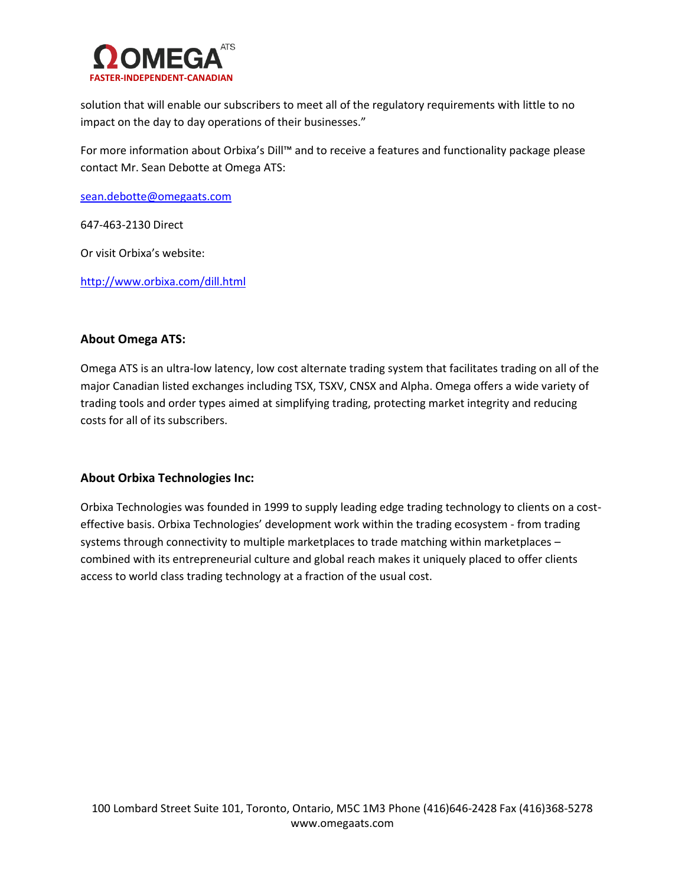solution that will enable our subscribers to meet all of the regulatory requirements with little to no impact on the day to day operations of their businesses."

For more information about Orbixa's Dill™ and to receive a features and functionality package please contact Mr. Sean Debotte at Omega ATS:

sean.debotte@omegaats.com

647-463-2130 Direct

Or visit Orbixa's website:

http://www.orbixa.com/dill.html

## About Omega ATS:

Omega ATS is an ultra-low latency, low cost alternate trading system that facilitates trading on all of the major Canadian listed exchanges including TSX, TSXV, CNSX and Alpha. Omega offers a wide variety of trading tools and order types aimed at simplifying trading, protecting market integrity and reducing costs for all of its subscribers.

## About Orbixa Technologies Inc:

Orbixa Technologies was founded in 1999 to supply leading edge trading technology to clients on a cost-effective basis. Orbixa Technologies' development work within the trading ecosystem - from trading systems through connectivity to multiple marketplaces to trade matching within marketplaces – combined with its entrepreneurial culture and global reach makes it uniquely placed to offer clients access to world class trading technology at a fraction of the usual cost.